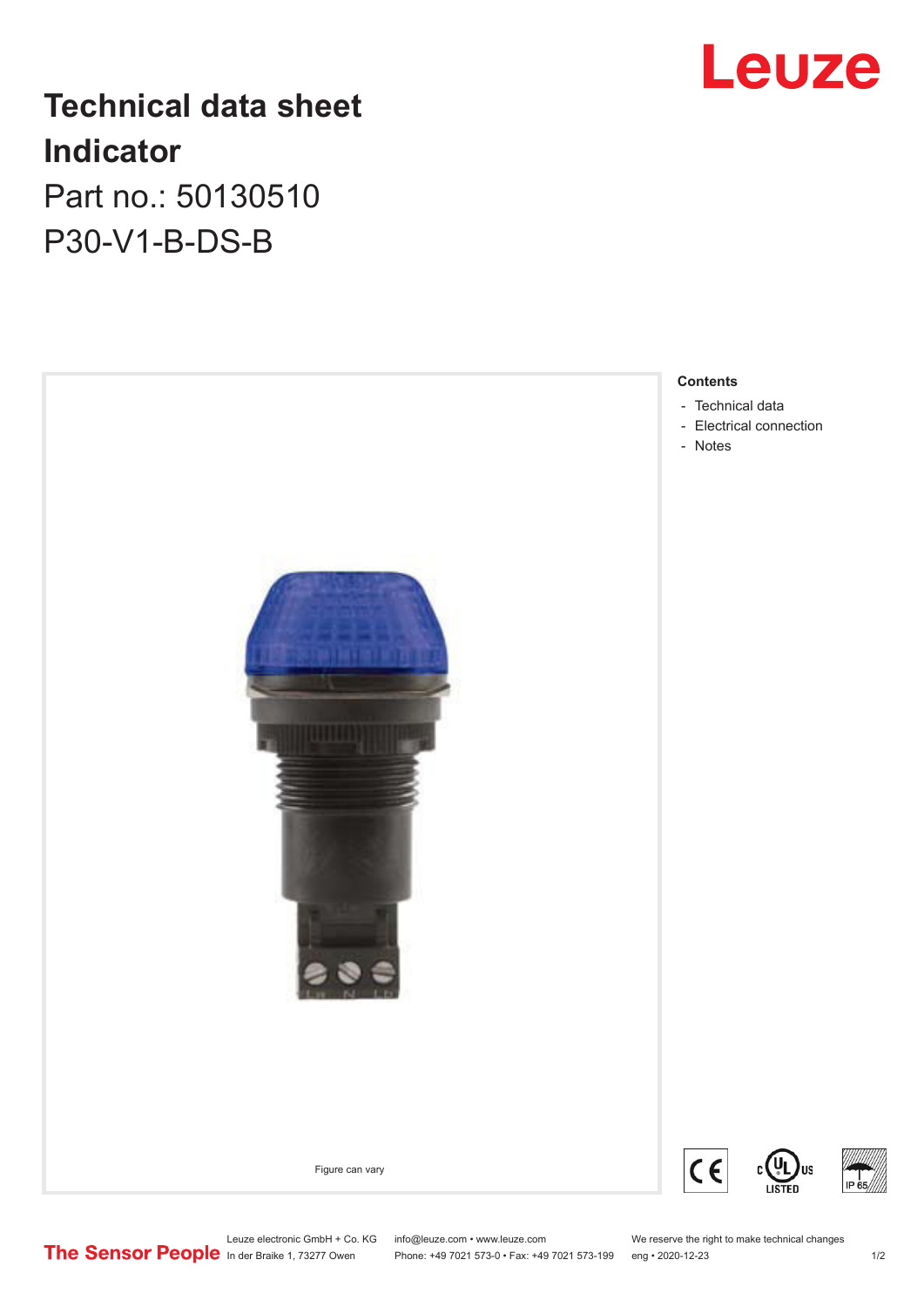# Technical data sheet

# Indicator

Part no.: 50130510

P30-V1-B-DS-B

Figure can vary

**Contents**

- Technical data
- Electrical connection
- Notes

Leuze electronic GmbH + Co. KG
In der Braike 1, 73277 Owen

info@leuze.com • www.leuze.com
Phone: +49 7021 573-0 • Fax: +49 7021 573-199

We reserve the right to make technical changes
eng • 2020-12-23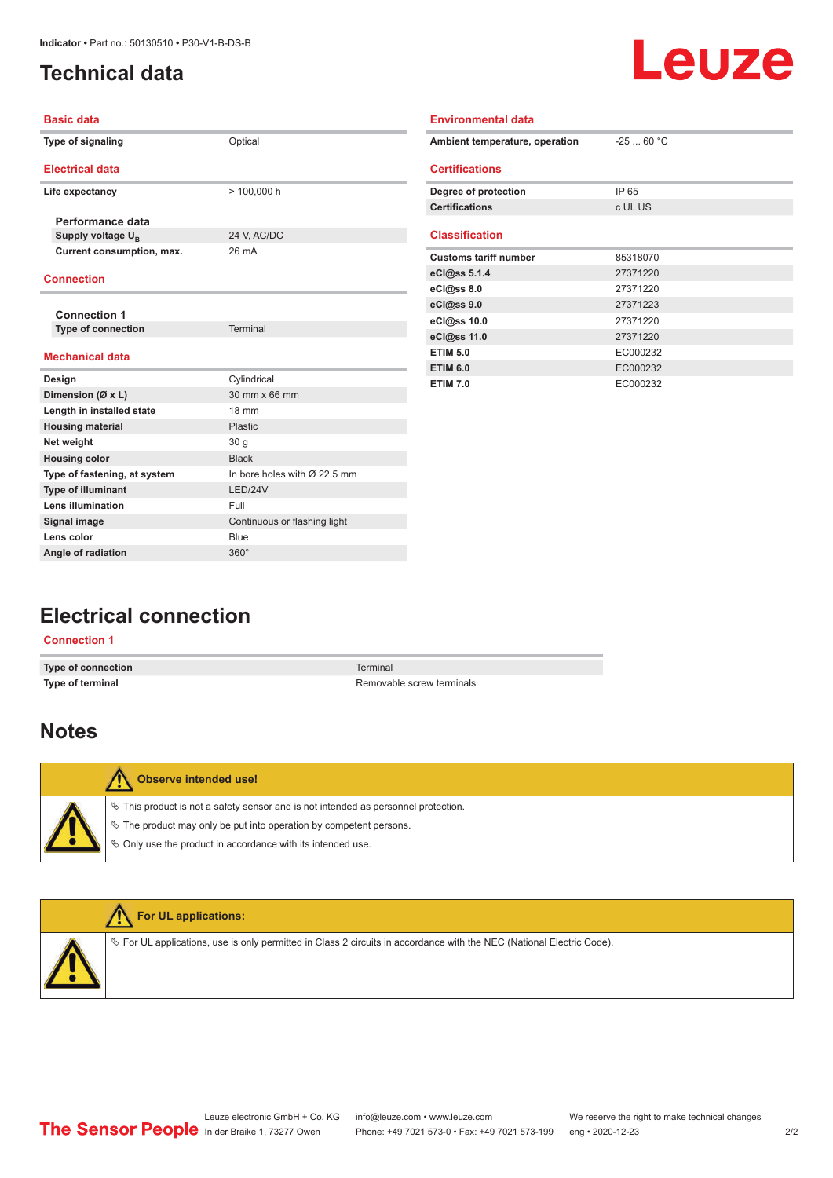# Technical data

## Basic data

| | |
|---|---|
| Type of signaling | Optical |

## Electrical data

| | |
|---|---|
| Life expectancy | > 100,000 h |

### Performance data

| | |
|---|---|
| Supply voltage $U_B$ | 24 V, AC/DC |
| Current consumption, max. | 26 mA |

## Connection

### Connection 1

| | |
|---|---|
| Type of connection | Terminal |

## Mechanical data

| | |
|---|---|
| Design | Cylindrical |
| Dimension (Ø x L) | 30 mm x 66 mm |
| Length in installed state | 18 mm |
| Housing material | Plastic |
| Net weight | 30 g |
| Housing color | Black |
| Type of fastening, at system | In bore holes with Ø 22.5 mm |
| Type of illuminant | LED/24V |
| Lens illumination | Full |
| Signal image | Continuous or flashing light |
| Lens color | Blue |
| Angle of radiation | 360° |

## Environmental data

| | |
|---|---|
| Ambient temperature, operation | -25 ... 60 °C |

## Certifications

| | |
|---|---|
| Degree of protection | IP 65 |
| Certifications | c UL US |

## Classification

| | |
|---|---|
| Customs tariff number | 85318070 |
| eCl@ss 5.1.4 | 27371220 |
| eCl@ss 8.0 | 27371220 |
| eCl@ss 9.0 | 27371223 |
| eCl@ss 10.0 | 27371220 |
| eCl@ss 11.0 | 27371220 |
| ETIM 5.0 | EC000232 |
| ETIM 6.0 | EC000232 |
| ETIM 7.0 | EC000232 |

# Electrical connection

## Connection 1

| | |
|---|---|
| Type of connection | Terminal |
| Type of terminal | Removable screw terminals |

# Notes

**Observe intended use!**

- This product is not a safety sensor and is not intended as personnel protection.
- The product may only be put into operation by competent persons.
- Only use the product in accordance with its intended use.

**For UL applications:**

- For UL applications, use is only permitted in Class 2 circuits in accordance with the NEC (National Electric Code).